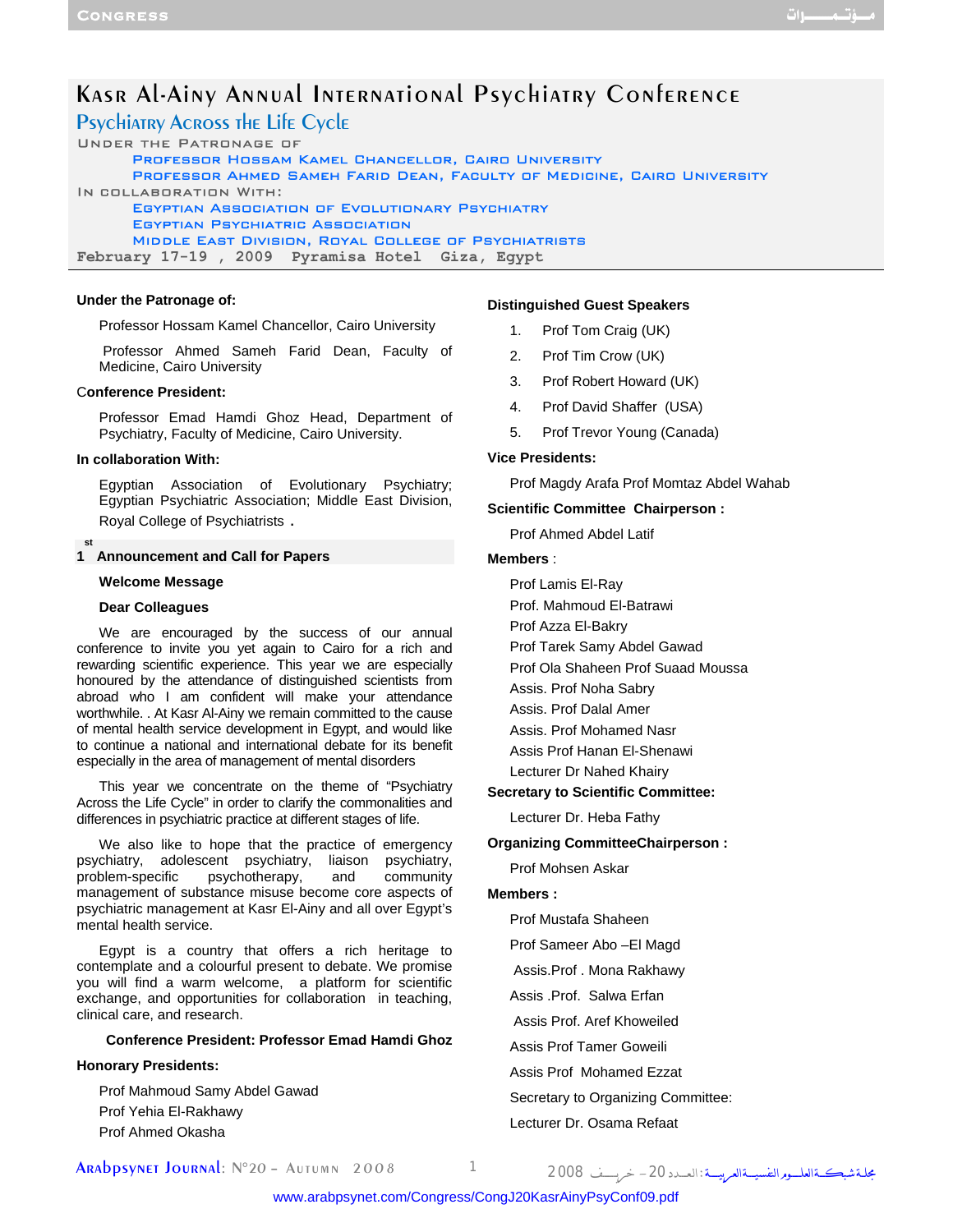# Kasr Al-Ainy Annual International Psychiatry Conference

## Psychiatry Across the Life Cycle

Under the Patronage of

Professor Hossam Kamel Chancellor, Cairo University

Professor Ahmed Sameh Farid Dean, Faculty of Medicine, Cairo University

In collaboration With:

Egyptian Association of Evolutionary Psychiatry

Egyptian Psychiatric Association

Middle East Division, Royal College of Psychiatrists

February 17-19 , 2009 Pyramisa Hotel Giza, Egypt

**Under the Patronage of:**

Professor Hossam Kamel Chancellor, Cairo University

Professor Ahmed Sameh Farid Dean, Faculty of Medicine, Cairo University

**Conference President:**

Professor Emad Hamdi Ghoz Head, Department of Psychiatry, Faculty of Medicine, Cairo University.

**In collaboration With:**

Egyptian Association of Evolutionary Psychiatry; Egyptian Psychiatric Association; Middle East Division, Royal College of Psychiatrists .

### 1st Announcement and Call for Papers

**Welcome Message**

**Dear Colleagues**

We are encouraged by the success of our annual conference to invite you yet again to Cairo for a rich and rewarding scientific experience. This year we are especially honoured by the attendance of distinguished scientists from abroad who I am confident will make your attendance worthwhile. . At Kasr Al-Ainy we remain committed to the cause of mental health service development in Egypt, and would like to continue a national and international debate for its benefit especially in the area of management of mental disorders

This year we concentrate on the theme of "Psychiatry Across the Life Cycle" in order to clarify the commonalities and differences in psychiatric practice at different stages of life.

We also like to hope that the practice of emergency psychiatry, adolescent psychiatry, liaison psychiatry, problem-specific psychotherapy, and community management of substance misuse become core aspects of psychiatric management at Kasr El-Ainy and all over Egypt's mental health service.

Egypt is a country that offers a rich heritage to contemplate and a colourful present to debate. We promise you will find a warm welcome, a platform for scientific exchange, and opportunities for collaboration in teaching, clinical care, and research.

**Conference President: Professor Emad Hamdi Ghoz**

**Honorary Presidents:**

Prof Mahmoud Samy Abdel Gawad

Prof Yehia El-Rakhawy

Prof Ahmed Okasha

**Distinguished Guest Speakers**

1. Prof Tom Craig (UK)
2. Prof Tim Crow (UK)
3. Prof Robert Howard (UK)
4. Prof David Shaffer (USA)
5. Prof Trevor Young (Canada)

**Vice Presidents:**

Prof Magdy Arafa Prof Momtaz Abdel Wahab

**Scientific Committee Chairperson :**

Prof Ahmed Abdel Latif

**Members** :

Prof Lamis El-Ray

Prof. Mahmoud El-Batrawi

Prof Azza El-Bakry

Prof Tarek Samy Abdel Gawad

Prof Ola Shaheen Prof Suaad Moussa

Assis. Prof Noha Sabry

Assis. Prof Dalal Amer

Assis. Prof Mohamed Nasr

Assis Prof Hanan El-Shenawi

Lecturer Dr Nahed Khairy

**Secretary to Scientific Committee:**

Lecturer Dr. Heba Fathy

**Organizing CommitteeChairperson :**

Prof Mohsen Askar

**Members :**

Prof Mustafa Shaheen

Prof Sameer Abo –El Magd

Assis.Prof . Mona Rakhawy

Assis .Prof. Salwa Erfan

Assis Prof. Aref Khoweiled

Assis Prof Tamer Goweili

Assis Prof Mohamed Ezzat

Secretary to Organizing Committee:

Lecturer Dr. Osama Refaat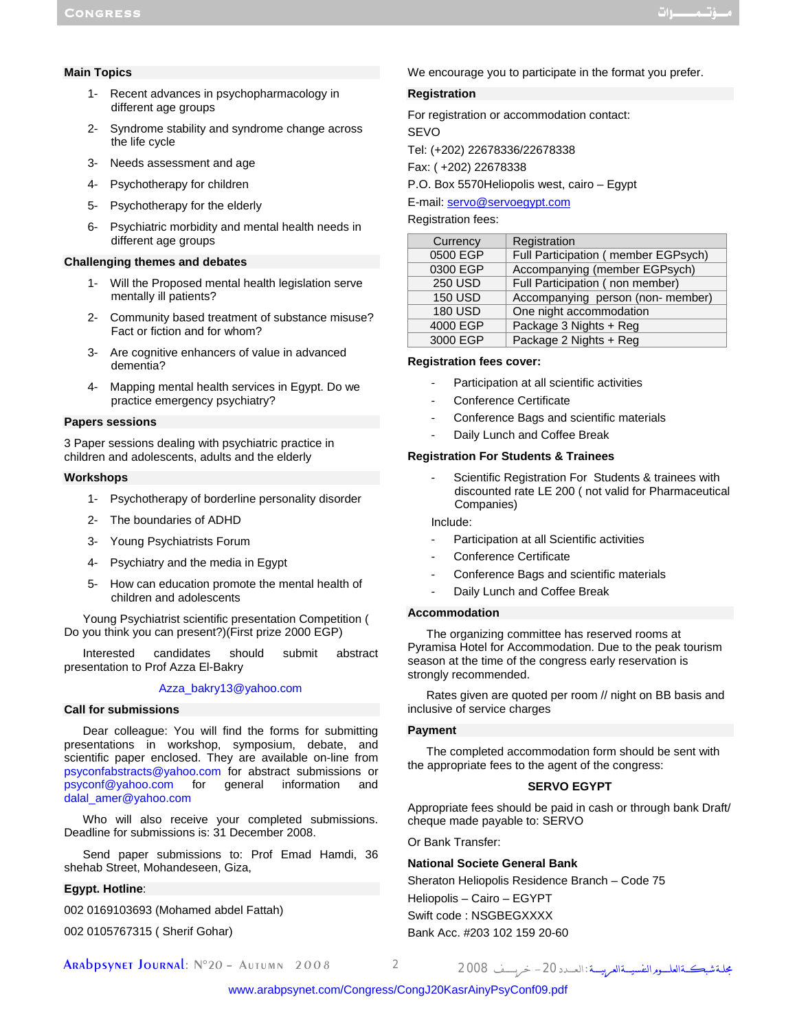## Main Topics

1- Recent advances in psychopharmacology in different age groups
2- Syndrome stability and syndrome change across the life cycle
3- Needs assessment and age
4- Psychotherapy for children
5- Psychotherapy for the elderly
6- Psychiatric morbidity and mental health needs in different age groups

## Challenging themes and debates

1- Will the Proposed mental health legislation serve mentally ill patients?
2- Community based treatment of substance misuse? Fact or fiction and for whom?
3- Are cognitive enhancers of value in advanced dementia?
4- Mapping mental health services in Egypt. Do we practice emergency psychiatry?

## Papers sessions

3 Paper sessions dealing with psychiatric practice in children and adolescents, adults and the elderly

## Workshops

1- Psychotherapy of borderline personality disorder
2- The boundaries of ADHD
3- Young Psychiatrists Forum
4- Psychiatry and the media in Egypt
5- How can education promote the mental health of children and adolescents

Young Psychiatrist scientific presentation Competition ( Do you think you can present?)(First prize 2000 EGP)

Interested candidates should submit abstract presentation to Prof Azza El-Bakry

Azza_bakry13@yahoo.com

## Call for submissions

Dear colleague: You will find the forms for submitting presentations in workshop, symposium, debate, and scientific paper enclosed. They are available on-line from psyconfabstracts@yahoo.com for abstract submissions or psyconf@yahoo.com for general information and dalal_amer@yahoo.com

Who will also receive your completed submissions. Deadline for submissions is: 31 December 2008.

Send paper submissions to: Prof Emad Hamdi, 36 shehab Street, Mohandeseen, Giza,

**Egypt. Hotline**:

002 0169103693 (Mohamed abdel Fattah)

002 0105767315 ( Sherif Gohar)

We encourage you to participate in the format you prefer.

## Registration

For registration or accommodation contact:

SEVO

Tel: (+202) 22678336/22678338

Fax: ( +202) 22678338

P.O. Box 5570Heliopolis west, cairo – Egypt

E-mail: servo@servoegypt.com

Registration fees:

| Currency | Registration |
|---|---|
| 0500 EGP | Full Participation ( member EGPsych) |
| 0300 EGP | Accompanying (member EGPsych) |
| 250 USD | Full Participation ( non member) |
| 150 USD | Accompanying person (non- member) |
| 180 USD | One night accommodation |
| 4000 EGP | Package 3 Nights + Reg |
| 3000 EGP | Package 2 Nights + Reg |

## Registration fees cover:

- Participation at all scientific activities
- Conference Certificate
- Conference Bags and scientific materials
- Daily Lunch and Coffee Break

## Registration For Students & Trainees

- Scientific Registration For Students & trainees with discounted rate LE 200 ( not valid for Pharmaceutical Companies)

Include:

- Participation at all Scientific activities
- Conference Certificate
- Conference Bags and scientific materials
- Daily Lunch and Coffee Break

## Accommodation

The organizing committee has reserved rooms at Pyramisa Hotel for Accommodation. Due to the peak tourism season at the time of the congress early reservation is strongly recommended.

Rates given are quoted per room // night on BB basis and inclusive of service charges

## Payment

The completed accommodation form should be sent with the appropriate fees to the agent of the congress:

**SERVO EGYPT**

Appropriate fees should be paid in cash or through bank Draft/ cheque made payable to: SERVO

Or Bank Transfer:

**National Societe General Bank**

Sheraton Heliopolis Residence Branch – Code 75

Heliopolis – Cairo – EGYPT

Swift code : NSGBEGXXXX

Bank Acc. #203 102 159 20-60

www.arabpsynet.com/Congress/CongJ20KasrAinyPsyConf09.pdf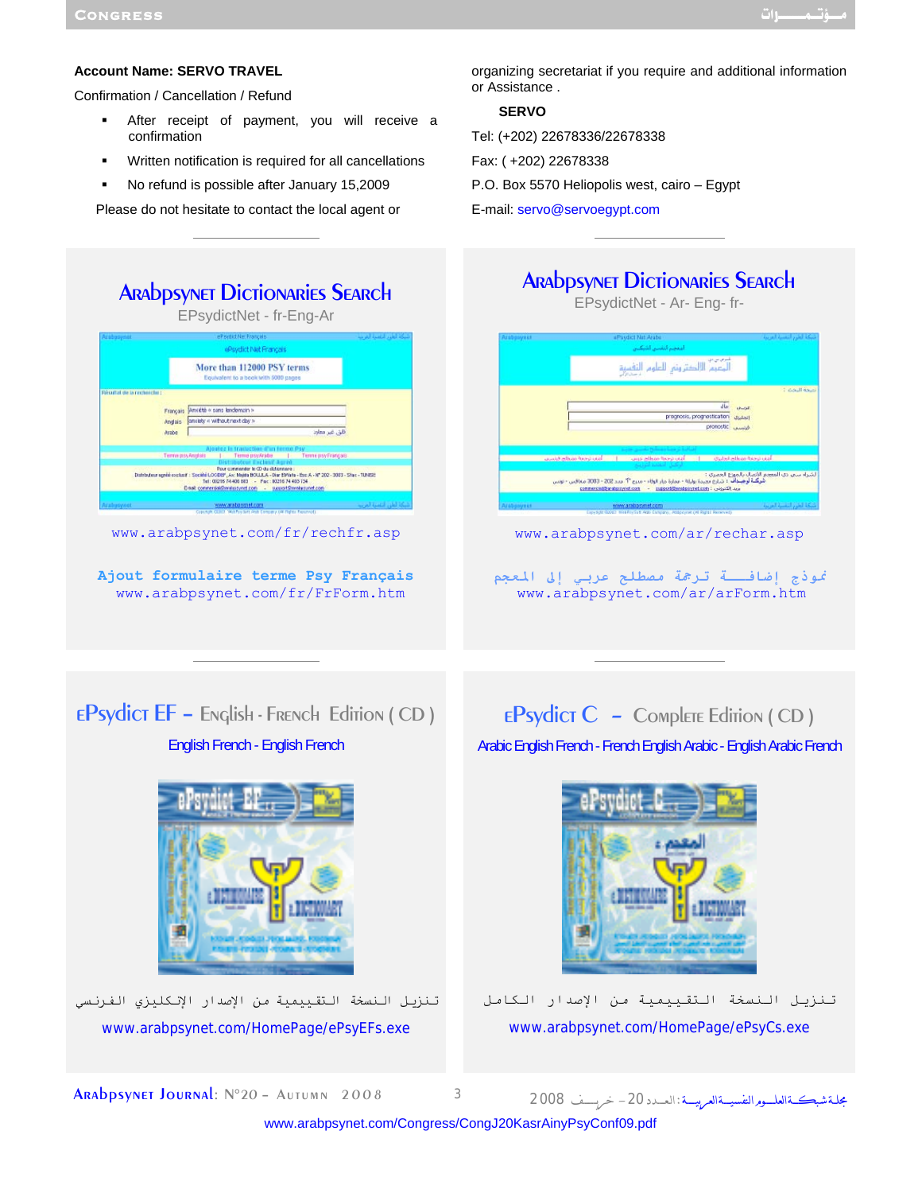**Account Name: SERVO TRAVEL**

Confirmation / Cancellation / Refund

- After receipt of payment, you will receive a confirmation
- Written notification is required for all cancellations
- No refund is possible after January 15,2009

Please do not hesitate to contact the local agent or organizing secretariat if you require and additional information or Assistance .

**SERVO**

Tel: (+202) 22678336/22678338

Fax: ( +202) 22678338

P.O. Box 5570 Heliopolis west, cairo – Egypt

E-mail: servo@servoegypt.com

## Arabpsynet Dictionaries Search

EPsydictNet - fr-Eng-Ar

www.arabpsynet.com/fr/rechfr.asp

**Ajout formulaire terme Psy Français**

www.arabpsynet.com/fr/FrForm.htm

## Arabpsynet Dictionaries Search

EPsydictNet - Ar- Eng- fr-

www.arabpsynet.com/ar/rechar.asp

نموذج إضافـــة ترجمة مصطلح عربي إلى المعجم

www.arabpsynet.com/ar/arForm.htm

## ePsydict EF – English - French Edition ( CD )

English French - English French

تنزيل النسخة التقييمية من الإصدار الإنكليزي الفرنسي

www.arabpsynet.com/HomePage/ePsyEFs.exe

## ePsydict C – Complete Edition ( CD )

Arabic English French - French English Arabic - English Arabic French

تنزيل النسخة التقييمية من الإصدار الكامل

www.arabpsynet.com/HomePage/ePsyCs.exe

www.arabpsynet.com/Congress/CongJ20KasrAinyPsyConf09.pdf